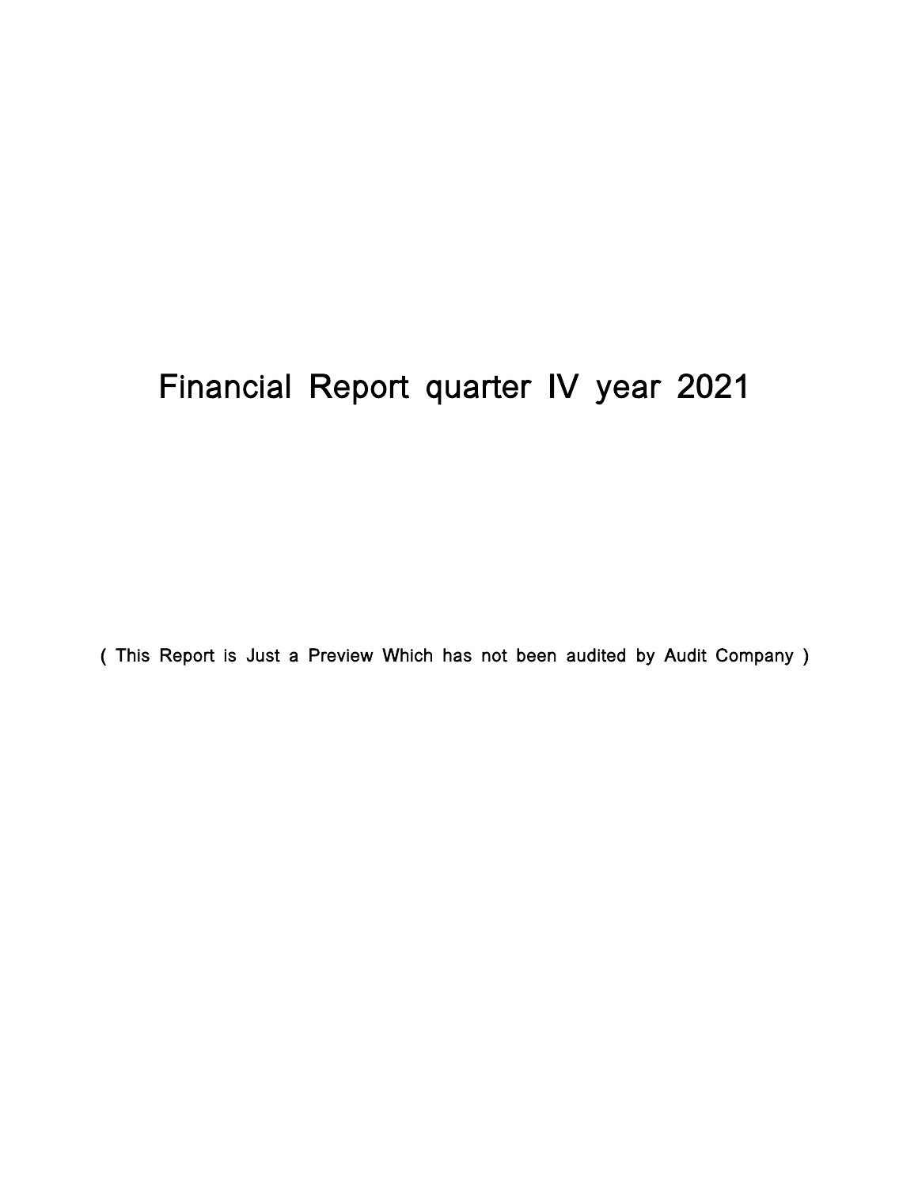# Financial Report quarter IV year 2021

( This Report is Just a Preview Which has not been audited by Audit Company )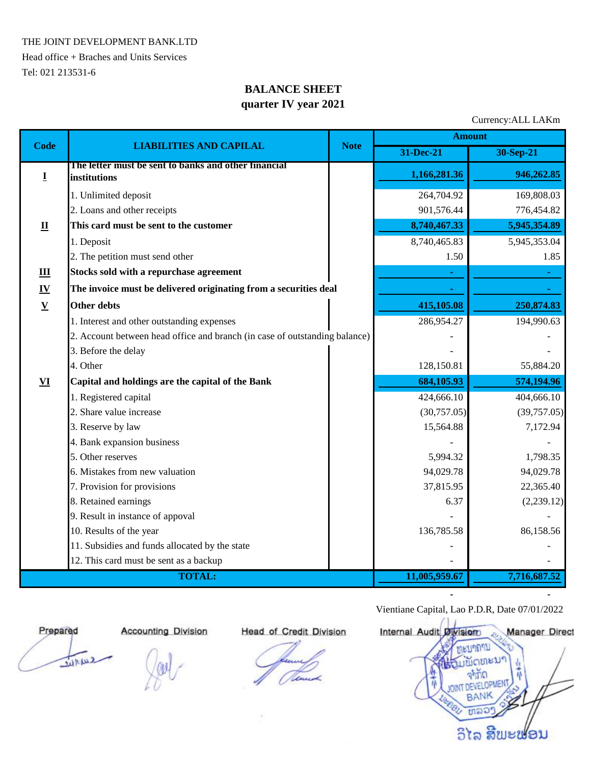THE JOINT DEVELOPMENT BANK.LTD

Head office + Braches and Units Services

Tel: 021 213531-6

# BALANCE SHEET
## quarter IV year 2021

Currency:ALL LAKm

| Code | LIABILITIES AND CAPILAL | Note | Amount | |
|---|---|---|---|---|
| | | | 31-Dec-21 | 30-Sep-21 |
| **I** | **The letter must be sent to banks and other financial institutions** | | **1,166,281.36** | **946,262.85** |
| | 1. Unlimited deposit | | 264,704.92 | 169,808.03 |
| | 2. Loans and other receipts | | 901,576.44 | 776,454.82 |
| **II** | **This card must be sent to the customer** | | **8,740,467.33** | **5,945,354.89** |
| | 1. Deposit | | 8,740,465.83 | 5,945,353.04 |
| | 2. The petition must send other | | 1.50 | 1.85 |
| **III** | **Stocks sold with a repurchase agreement** | | - | - |
| **IV** | **The invoice must be delivered originating from a securities deal** | | - | - |
| **V** | **Other debts** | | **415,105.08** | **250,874.83** |
| | 1. Interest and other outstanding expenses | | 286,954.27 | 194,990.63 |
| | 2. Account between head office and branch (in case of outstanding balance) | | - | - |
| | 3. Before the delay | | - | - |
| | 4. Other | | 128,150.81 | 55,884.20 |
| **VI** | **Capital and holdings are the capital of the Bank** | | **684,105.93** | **574,194.96** |
| | 1. Registered capital | | 424,666.10 | 404,666.10 |
| | 2. Share value increase | | (30,757.05) | (39,757.05) |
| | 3. Reserve by law | | 15,564.88 | 7,172.94 |
| | 4. Bank expansion business | | - | - |
| | 5. Other reserves | | 5,994.32 | 1,798.35 |
| | 6. Mistakes from new valuation | | 94,029.78 | 94,029.78 |
| | 7. Provision for provisions | | 37,815.95 | 22,365.40 |
| | 8. Retained earnings | | 6.37 | (2,239.12) |
| | 9. Result in instance of appoval | | - | - |
| | 10. Results of the year | | 136,785.58 | 86,158.56 |
| | 11. Subsidies and funds allocated by the state | | - | - |
| | 12. This card must be sent as a backup | | - | - |
| **TOTAL:** | | | **11,005,959.67** | **7,716,687.52** |
| | | | - | - |

Vientiane Capital, Lao P.D.R, Date 07/01/2022

| Prepared | Accounting Division | Head of Credit Division | Internal Audit Division | Manager Direct |
|---|---|---|---|---|

ວິໄລ ສີພະພອນ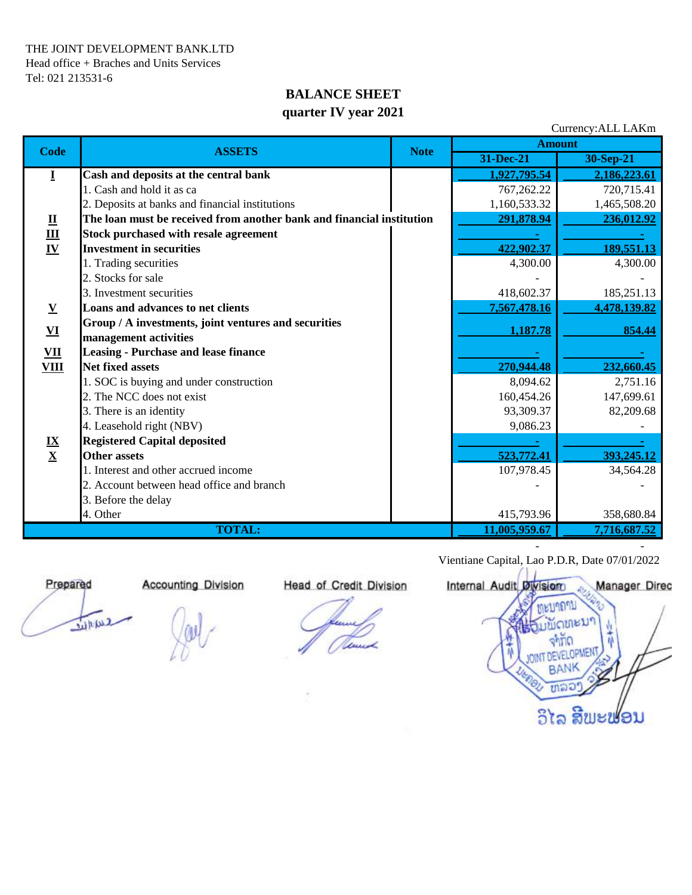THE JOINT DEVELOPMENT BANK.LTD
Head office + Braches and Units Services
Tel: 021 213531-6

# BALANCE SHEET
## quarter IV year 2021

Currency:ALL LAKm

| Code | ASSETS | Note | Amount | |
|---|---|---|---|---|
| | | | 31-Dec-21 | 30-Sep-21 |
| **I** | **Cash and deposits at the central bank** | | **1,927,795.54** | **2,186,223.61** |
| | 1. Cash and hold it as ca | | 767,262.22 | 720,715.41 |
| | 2. Deposits at banks and financial institutions | | 1,160,533.32 | 1,465,508.20 |
| **II** | **The loan must be received from another bank and financial institution** | | **291,878.94** | **236,012.92** |
| **III** | **Stock purchased with resale agreement** | | **-** | **-** |
| **IV** | **Investment in securities** | | **422,902.37** | **189,551.13** |
| | 1. Trading securities | | 4,300.00 | 4,300.00 |
| | 2. Stocks for sale | | - | - |
| | 3. Investment securities | | 418,602.37 | 185,251.13 |
| **V** | **Loans and advances to net clients** | | **7,567,478.16** | **4,478,139.82** |
| **VI** | **Group / A investments, joint ventures and securities management activities** | | **1,187.78** | **854.44** |
| **VII** | **Leasing - Purchase and lease finance** | | **-** | **-** |
| **VIII** | **Net fixed assets** | | **270,944.48** | **232,660.45** |
| | 1. SOC is buying and under construction | | 8,094.62 | 2,751.16 |
| | 2. The NCC does not exist | | 160,454.26 | 147,699.61 |
| | 3. There is an identity | | 93,309.37 | 82,209.68 |
| | 4. Leasehold right (NBV) | | 9,086.23 | - |
| **IX** | **Registered Capital deposited** | | **-** | **-** |
| **X** | **Other assets** | | **523,772.41** | **393,245.12** |
| | 1. Interest and other accrued income | | 107,978.45 | 34,564.28 |
| | 2. Account between head office and branch | | - | - |
| | 3. Before the delay | | | |
| | 4. Other | | 415,793.96 | 358,680.84 |
| | **TOTAL:** | | **11,005,959.67** | **7,716,687.52** |

Vientiane Capital, Lao P.D.R, Date 07/01/2022

| Prepared | Accounting Division | Head of Credit Division | Internal Audit Division | Manager Direc |
|---|---|---|---|---|

ວິໄລ ສີພະພອນ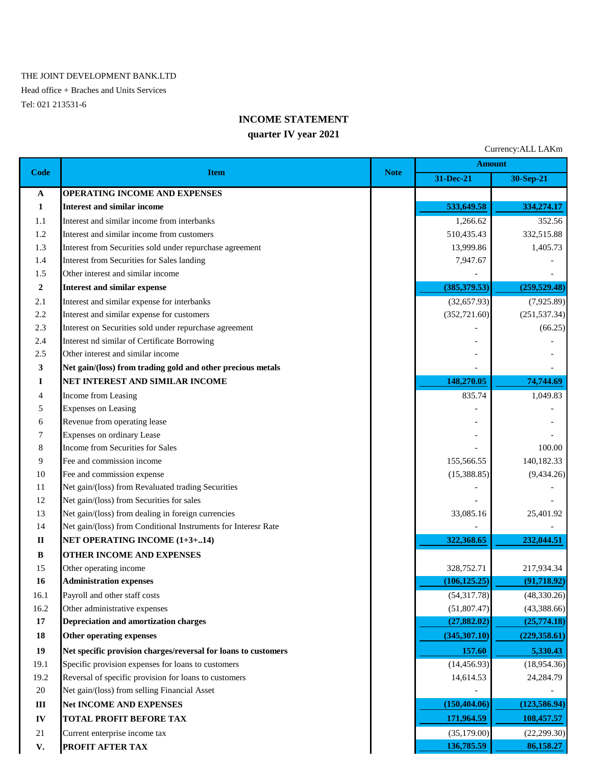THE JOINT DEVELOPMENT BANK.LTD

Head office + Braches and Units Services

Tel: 021 213531-6

## INCOME STATEMENT

### quarter IV year 2021

Currency:ALL LAKm

| Code | Item | Note | Amount | |
|---|---|---|---|---|
| | | | 31-Dec-21 | 30-Sep-21 |
| **A** | **OPERATING INCOME AND EXPENSES** | | | |
| **1** | **Interest and similar income** | | **533,649.58** | **334,274.17** |
| 1.1 | Interest and similar income from interbanks | | 1,266.62 | 352.56 |
| 1.2 | Interest and similar income from customers | | 510,435.43 | 332,515.88 |
| 1.3 | Interest from Securities sold under repurchase agreement | | 13,999.86 | 1,405.73 |
| 1.4 | Interest from Securities for Sales landing | | 7,947.67 | - |
| 1.5 | Other interest and similar income | | - | - |
| **2** | **Interest and similar expense** | | **(385,379.53)** | **(259,529.48)** |
| 2.1 | Interest and similar expense for interbanks | | (32,657.93) | (7,925.89) |
| 2.2 | Interest and similar expense for customers | | (352,721.60) | (251,537.34) |
| 2.3 | Interest on Securities sold under repurchase agreement | | - | (66.25) |
| 2.4 | Interest nd similar of Certificate Borrowing | | - | - |
| 2.5 | Other interest and similar income | | - | - |
| **3** | **Net gain/(loss) from trading gold and other precious metals** | | - | - |
| **I** | **NET INTEREST AND SIMILAR INCOME** | | **148,270.05** | **74,744.69** |
| 4 | Income from Leasing | | 835.74 | 1,049.83 |
| 5 | Expenses on Leasing | | - | - |
| 6 | Revenue from operating lease | | - | - |
| 7 | Expenses on ordinary Lease | | - | - |
| 8 | Income from Securities for Sales | | - | 100.00 |
| 9 | Fee and commission income | | 155,566.55 | 140,182.33 |
| 10 | Fee and commission expense | | (15,388.85) | (9,434.26) |
| 11 | Net gain/(loss) from Revaluated trading Securities | | - | - |
| 12 | Net gain/(loss) from Securities for sales | | - | - |
| 13 | Net gain/(loss) from dealing in foreign currencies | | 33,085.16 | 25,401.92 |
| 14 | Net gain/(loss) from Conditional Instruments for Interesr Rate | | - | - |
| **II** | **NET OPERATING INCOME (1+3+..14)** | | **322,368.65** | **232,044.51** |
| **B** | **OTHER INCOME AND EXPENSES** | | | |
| 15 | Other operating income | | 328,752.71 | 217,934.34 |
| **16** | **Administration expenses** | | **(106,125.25)** | **(91,718.92)** |
| 16.1 | Payroll and other staff costs | | (54,317.78) | (48,330.26) |
| 16.2 | Other administrative expenses | | (51,807.47) | (43,388.66) |
| **17** | **Depreciation and amortization charges** | | **(27,882.02)** | **(25,774.18)** |
| **18** | **Other operating expenses** | | **(345,307.10)** | **(229,358.61)** |
| **19** | **Net specific provision charges/reversal for loans to customers** | | **157.60** | **5,330.43** |
| 19.1 | Specific provision expenses for loans to customers | | (14,456.93) | (18,954.36) |
| 19.2 | Reversal of specific provision for loans to customers | | 14,614.53 | 24,284.79 |
| 20 | Net gain/(loss) from selling Financial Asset | | - | - |
| **III** | **Net INCOME AND EXPENSES** | | **(150,404.06)** | **(123,586.94)** |
| **IV** | **TOTAL PROFIT BEFORE TAX** | | **171,964.59** | **108,457.57** |
| 21 | Current enterprise income tax | | (35,179.00) | (22,299.30) |
| **V.** | **PROFIT AFTER TAX** | | **136,785.59** | **86,158.27** |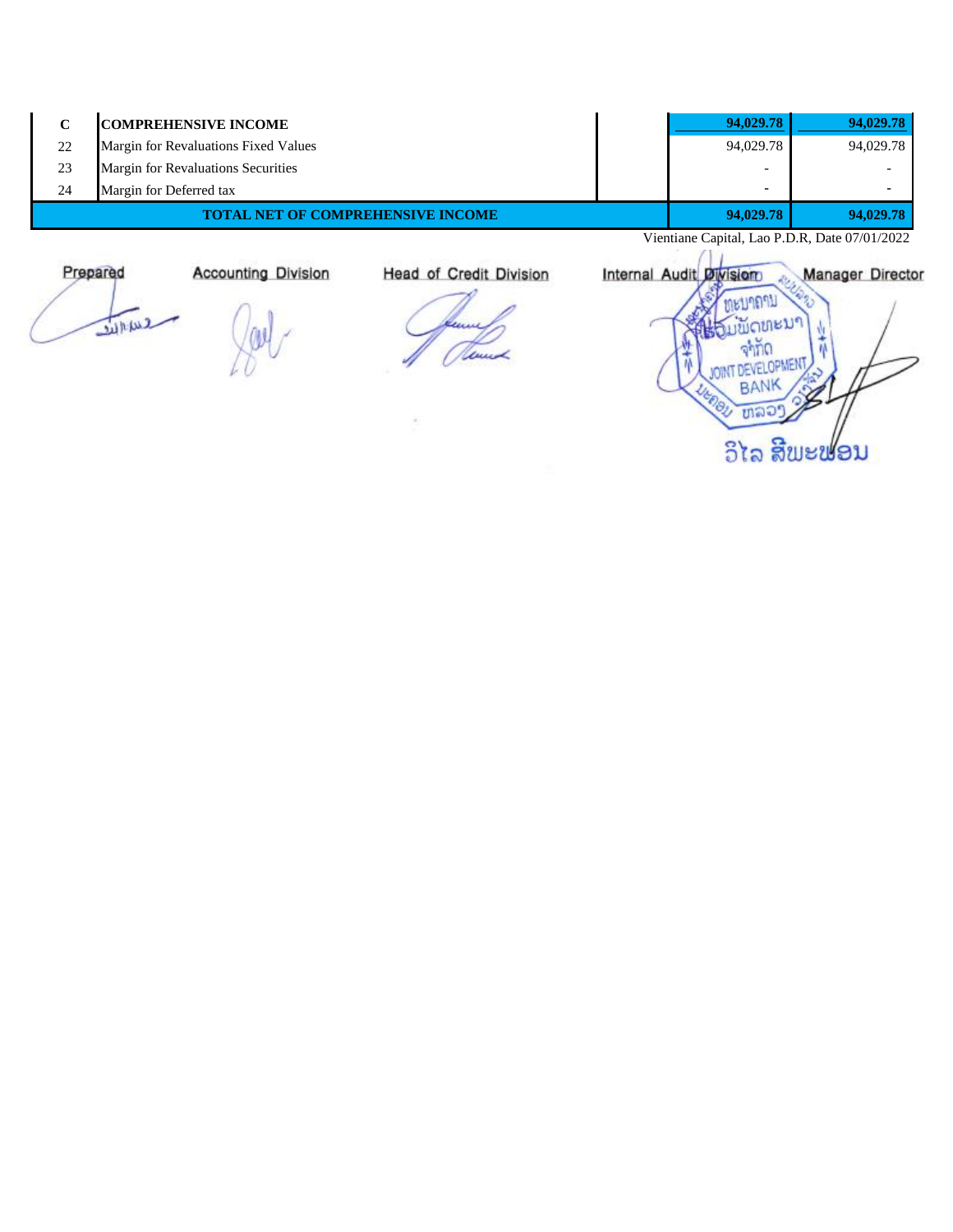| | | | | |
|---|---|---|---|---|
| **C** | **COMPREHENSIVE INCOME** | | **94,029.78** | **94,029.78** |
| 22 | Margin for Revaluations Fixed Values | | 94,029.78 | 94,029.78 |
| 23 | Margin for Revaluations Securities | | - | - |
| 24 | Margin for Deferred tax | | - | - |
| | **TOTAL NET OF COMPREHENSIVE INCOME** | | **94,029.78** | **94,029.78** |

Vientiane Capital, Lao P.D.R, Date 07/01/2022

| Prepared | Accounting Division | Head of Credit Division | Internal Audit Division | Manager Director |
|---|---|---|---|---|

JOINT DEVELOPMENT BANK

ວິໄລ ສີພະພອນ